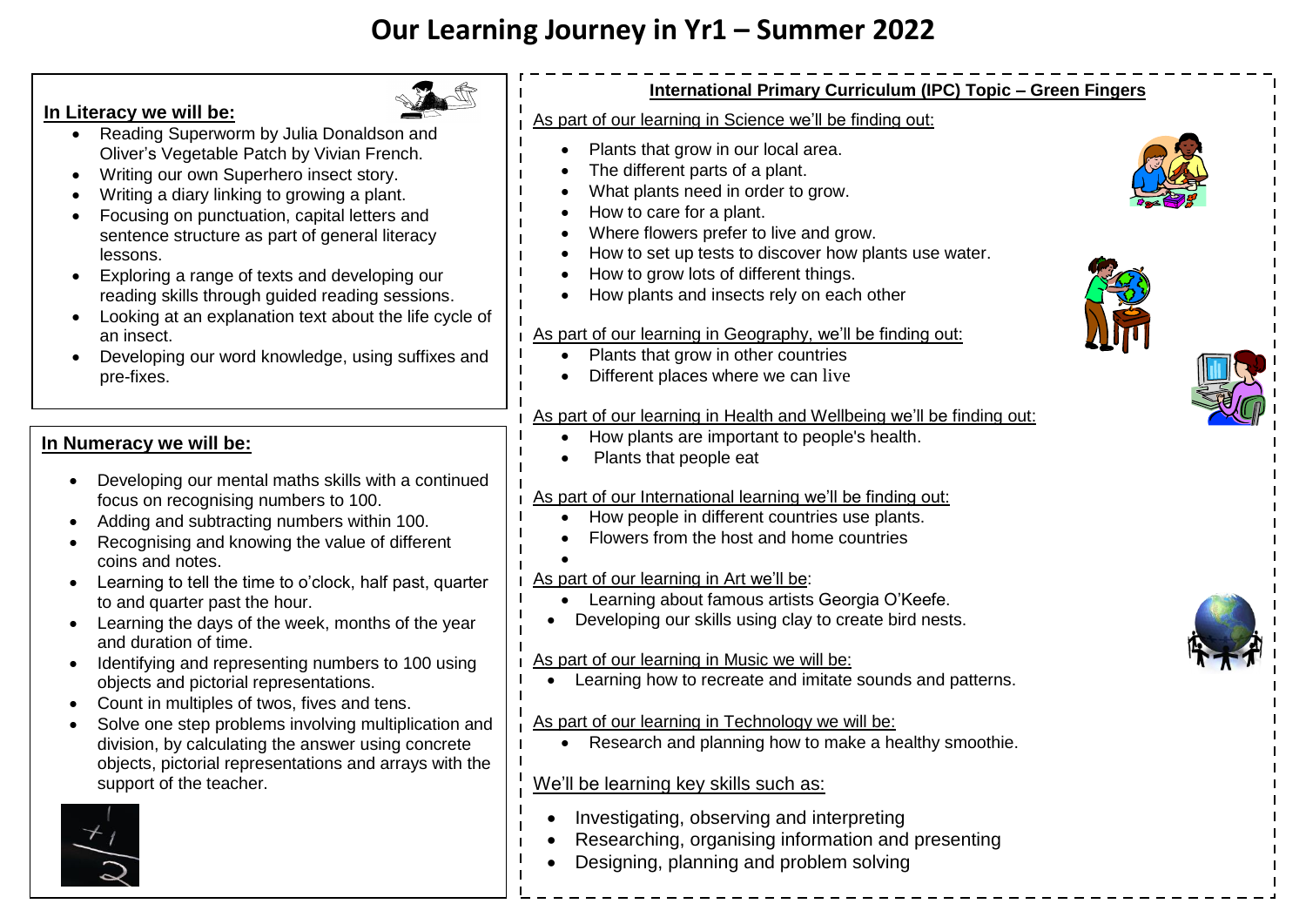# Our Learning Journey in Yr1 – Summer 2022

## In Literacy we will be:

- Reading Superworm by Julia Donaldson and Oliver's Vegetable Patch by Vivian French.
- Writing our own Superhero insect story.
- Writing a diary linking to growing a plant.
- Focusing on punctuation, capital letters and sentence structure as part of general literacy lessons.
- Exploring a range of texts and developing our reading skills through guided reading sessions.
- Looking at an explanation text about the life cycle of an insect.
- Developing our word knowledge, using suffixes and pre-fixes.

## In Numeracy we will be:

- Developing our mental maths skills with a continued focus on recognising numbers to 100.
- Adding and subtracting numbers within 100.
- Recognising and knowing the value of different coins and notes.
- Learning to tell the time to o'clock, half past, quarter to and quarter past the hour.
- Learning the days of the week, months of the year and duration of time.
- Identifying and representing numbers to 100 using objects and pictorial representations.
- Count in multiples of twos, fives and tens.
- Solve one step problems involving multiplication and division, by calculating the answer using concrete objects, pictorial representations and arrays with the support of the teacher.

## International Primary Curriculum (IPC) Topic – Green Fingers

As part of our learning in Science we'll be finding out:

- Plants that grow in our local area.
- The different parts of a plant.
- What plants need in order to grow.
- How to care for a plant.
- Where flowers prefer to live and grow.
- How to set up tests to discover how plants use water.
- How to grow lots of different things.
- How plants and insects rely on each other

As part of our learning in Geography, we'll be finding out:

- Plants that grow in other countries
- Different places where we can live

As part of our learning in Health and Wellbeing we'll be finding out:

- How plants are important to people's health.
- Plants that people eat

As part of our International learning we'll be finding out:

- How people in different countries use plants.
- Flowers from the host and home countries

As part of our learning in Art we'll be:

- Learning about famous artists Georgia O'Keefe.
- Developing our skills using clay to create bird nests.

As part of our learning in Music we will be:

- Learning how to recreate and imitate sounds and patterns.

As part of our learning in Technology we will be:

- Research and planning how to make a healthy smoothie.

We'll be learning key skills such as:

- Investigating, observing and interpreting
- Researching, organising information and presenting
- Designing, planning and problem solving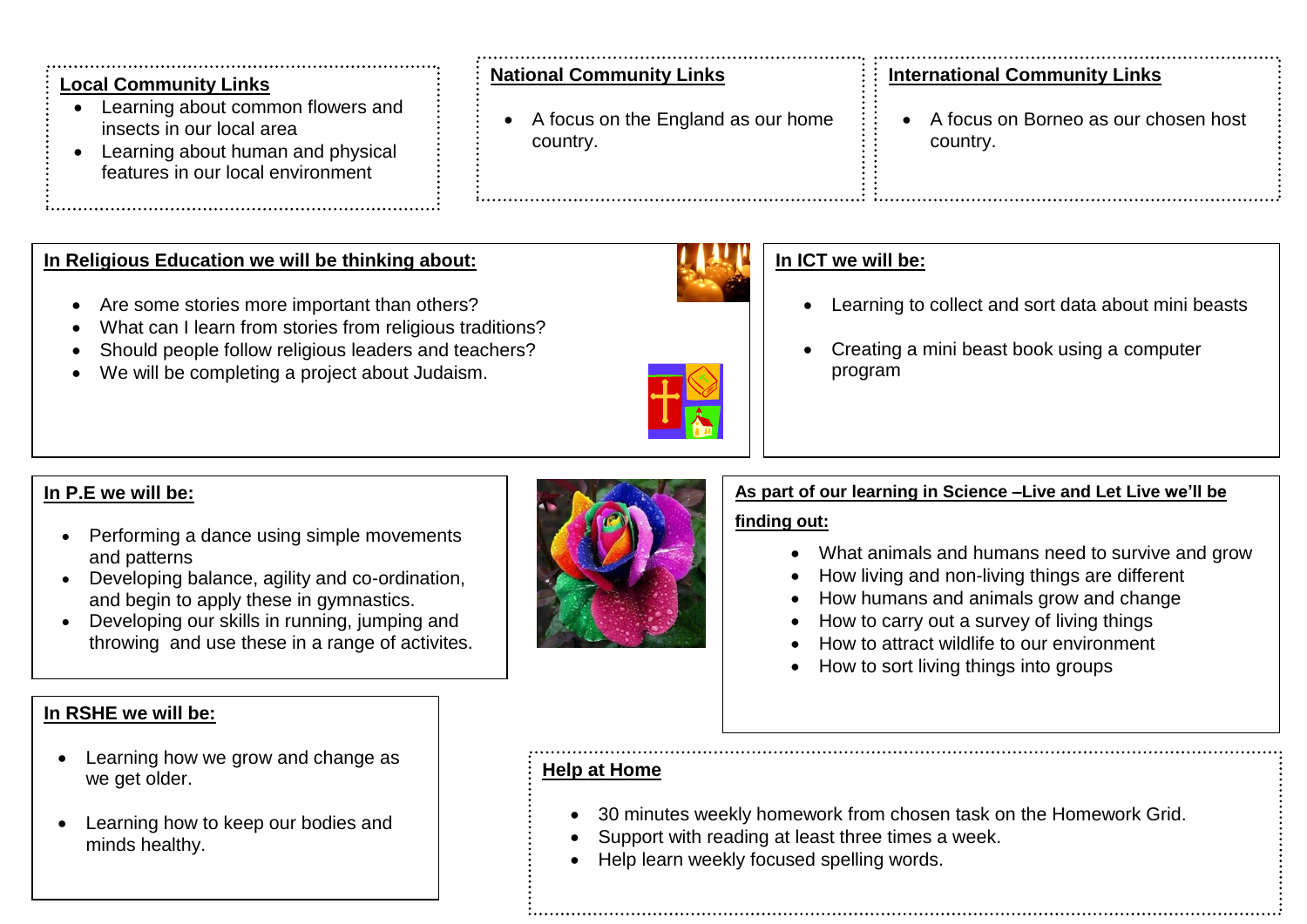## Local Community Links

- Learning about common flowers and insects in our local area
- Learning about human and physical features in our local environment

## National Community Links

- A focus on the England as our home country.

## International Community Links

- A focus on Borneo as our chosen host country.

## In Religious Education we will be thinking about:

- Are some stories more important than others?
- What can I learn from stories from religious traditions?
- Should people follow religious leaders and teachers?
- We will be completing a project about Judaism.

## In ICT we will be:

- Learning to collect and sort data about mini beasts
- Creating a mini beast book using a computer program

## In P.E we will be:

- Performing a dance using simple movements and patterns
- Developing balance, agility and co-ordination, and begin to apply these in gymnastics.
- Developing our skills in running, jumping and throwing and use these in a range of activites.

## As part of our learning in Science –Live and Let Live we'll be finding out:

- What animals and humans need to survive and grow
- How living and non-living things are different
- How humans and animals grow and change
- How to carry out a survey of living things
- How to attract wildlife to our environment
- How to sort living things into groups

## In RSHE we will be:

- Learning how we grow and change as we get older.
- Learning how to keep our bodies and minds healthy.

## Help at Home

- 30 minutes weekly homework from chosen task on the Homework Grid.
- Support with reading at least three times a week.
- Help learn weekly focused spelling words.